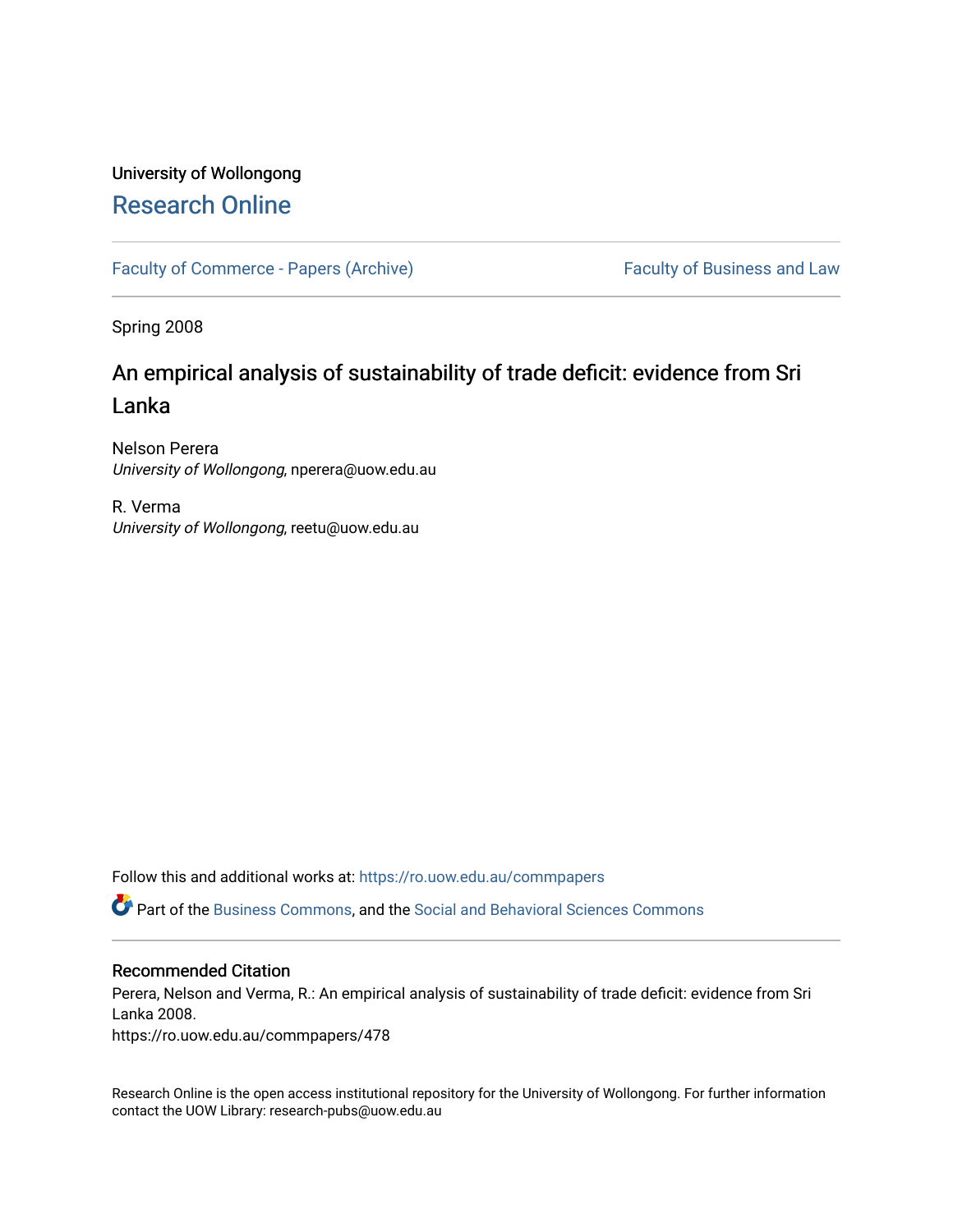University of Wollongong

# Research Online

Faculty of Commerce - Papers (Archive) | Faculty of Business and Law

Spring 2008

## An empirical analysis of sustainability of trade deficit: evidence from Sri Lanka

Nelson Perera
*University of Wollongong*, nperera@uow.edu.au

R. Verma
*University of Wollongong*, reetu@uow.edu.au

Follow this and additional works at: https://ro.uow.edu.au/commpapers

Part of the Business Commons, and the Social and Behavioral Sciences Commons

### Recommended Citation

Perera, Nelson and Verma, R.: An empirical analysis of sustainability of trade deficit: evidence from Sri Lanka 2008.
https://ro.uow.edu.au/commpapers/478

Research Online is the open access institutional repository for the University of Wollongong. For further information contact the UOW Library: research-pubs@uow.edu.au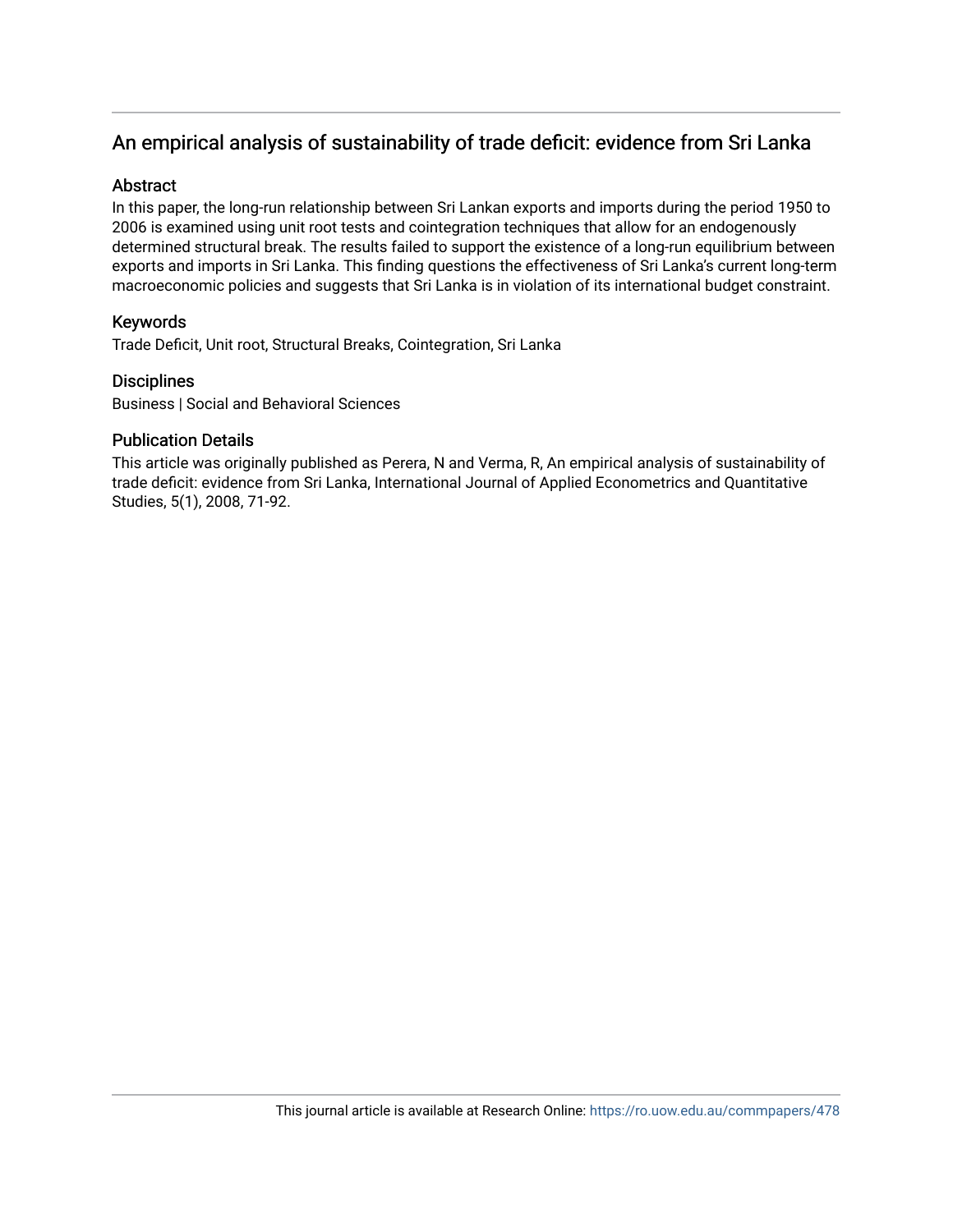## An empirical analysis of sustainability of trade deficit: evidence from Sri Lanka

### Abstract

In this paper, the long-run relationship between Sri Lankan exports and imports during the period 1950 to 2006 is examined using unit root tests and cointegration techniques that allow for an endogenously determined structural break. The results failed to support the existence of a long-run equilibrium between exports and imports in Sri Lanka. This finding questions the effectiveness of Sri Lanka's current long-term macroeconomic policies and suggests that Sri Lanka is in violation of its international budget constraint.

### Keywords

Trade Deficit, Unit root, Structural Breaks, Cointegration, Sri Lanka

### Disciplines

Business | Social and Behavioral Sciences

### Publication Details

This article was originally published as Perera, N and Verma, R, An empirical analysis of sustainability of trade deficit: evidence from Sri Lanka, International Journal of Applied Econometrics and Quantitative Studies, 5(1), 2008, 71-92.

This journal article is available at Research Online: https://ro.uow.edu.au/commpapers/478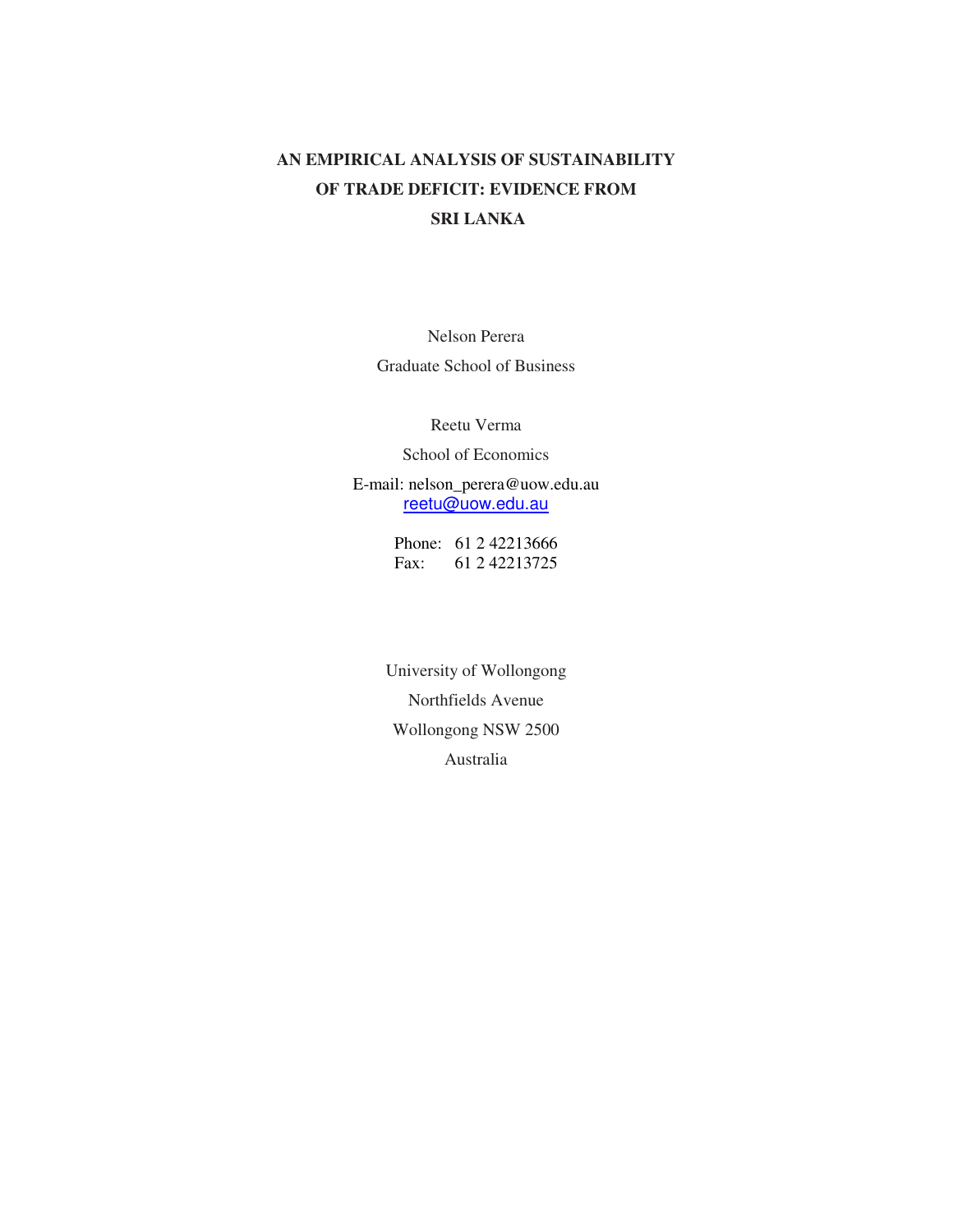# AN EMPIRICAL ANALYSIS OF SUSTAINABILITY OF TRADE DEFICIT: EVIDENCE FROM SRI LANKA

Nelson Perera

Graduate School of Business

Reetu Verma

School of Economics

E-mail: nelson_perera@uow.edu.au
reetu@uow.edu.au

Phone: 61 2 42213666
Fax: 61 2 42213725

University of Wollongong
Northfields Avenue
Wollongong NSW 2500
Australia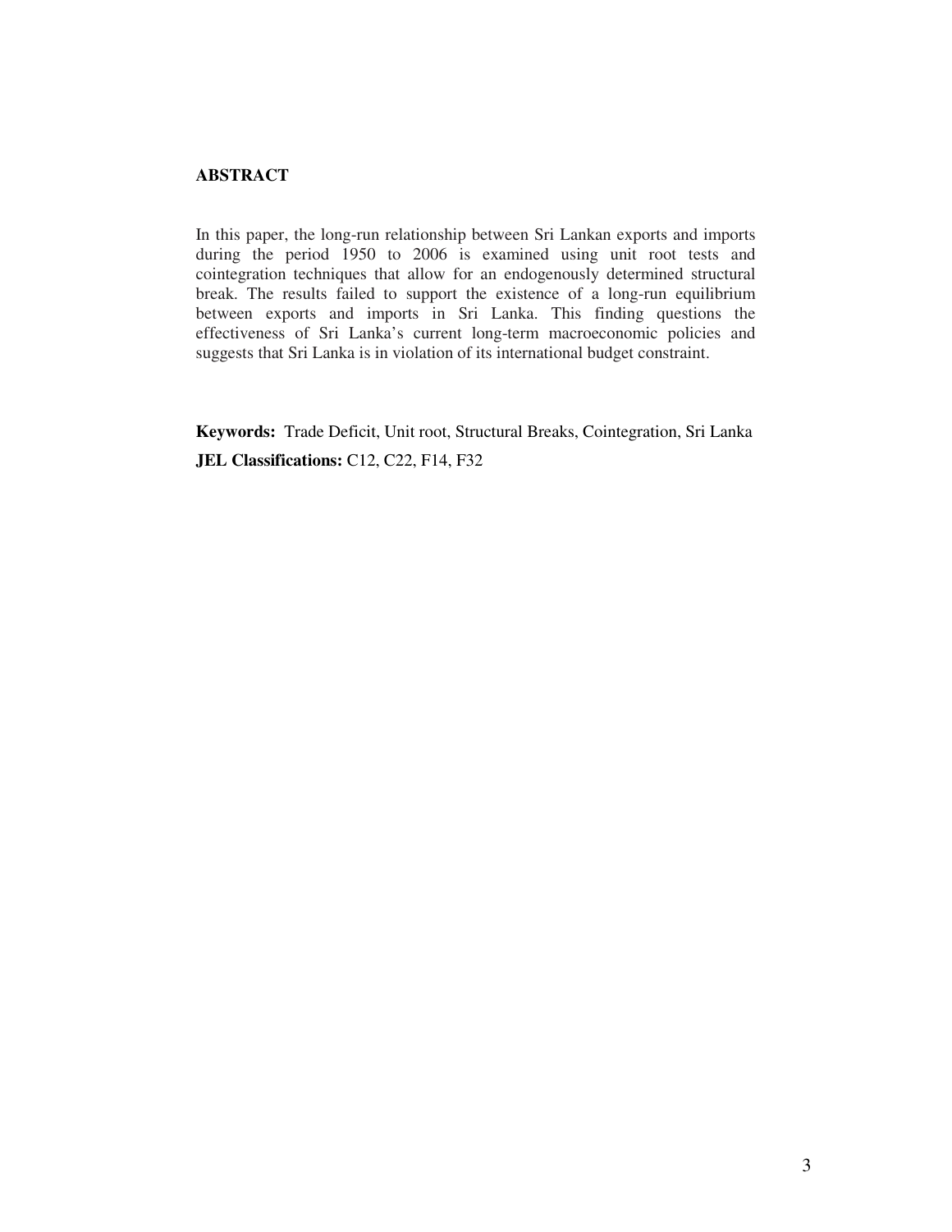## ABSTRACT

In this paper, the long-run relationship between Sri Lankan exports and imports during the period 1950 to 2006 is examined using unit root tests and cointegration techniques that allow for an endogenously determined structural break. The results failed to support the existence of a long-run equilibrium between exports and imports in Sri Lanka. This finding questions the effectiveness of Sri Lanka's current long-term macroeconomic policies and suggests that Sri Lanka is in violation of its international budget constraint.

**Keywords:** Trade Deficit, Unit root, Structural Breaks, Cointegration, Sri Lanka

**JEL Classifications:** C12, C22, F14, F32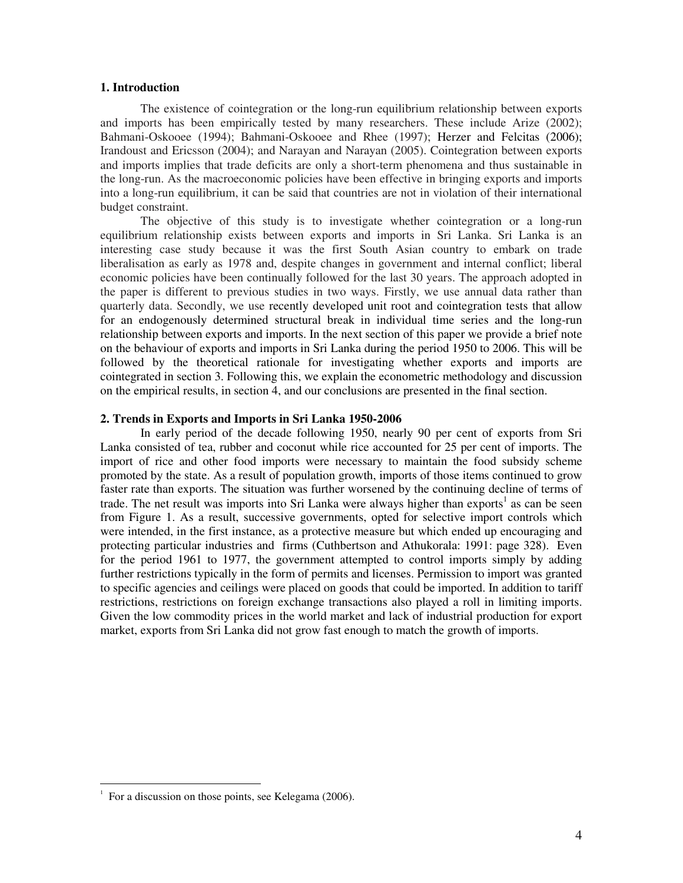## 1. Introduction

The existence of cointegration or the long-run equilibrium relationship between exports and imports has been empirically tested by many researchers. These include Arize (2002); Bahmani-Oskooee (1994); Bahmani-Oskooee and Rhee (1997); Herzer and Felcitas (2006); Irandoust and Ericsson (2004); and Narayan and Narayan (2005). Cointegration between exports and imports implies that trade deficits are only a short-term phenomena and thus sustainable in the long-run. As the macroeconomic policies have been effective in bringing exports and imports into a long-run equilibrium, it can be said that countries are not in violation of their international budget constraint.

The objective of this study is to investigate whether cointegration or a long-run equilibrium relationship exists between exports and imports in Sri Lanka. Sri Lanka is an interesting case study because it was the first South Asian country to embark on trade liberalisation as early as 1978 and, despite changes in government and internal conflict; liberal economic policies have been continually followed for the last 30 years. The approach adopted in the paper is different to previous studies in two ways. Firstly, we use annual data rather than quarterly data. Secondly, we use recently developed unit root and cointegration tests that allow for an endogenously determined structural break in individual time series and the long-run relationship between exports and imports. In the next section of this paper we provide a brief note on the behaviour of exports and imports in Sri Lanka during the period 1950 to 2006. This will be followed by the theoretical rationale for investigating whether exports and imports are cointegrated in section 3. Following this, we explain the econometric methodology and discussion on the empirical results, in section 4, and our conclusions are presented in the final section.

## 2. Trends in Exports and Imports in Sri Lanka 1950-2006

In early period of the decade following 1950, nearly 90 per cent of exports from Sri Lanka consisted of tea, rubber and coconut while rice accounted for 25 per cent of imports. The import of rice and other food imports were necessary to maintain the food subsidy scheme promoted by the state. As a result of population growth, imports of those items continued to grow faster rate than exports. The situation was further worsened by the continuing decline of terms of trade. The net result was imports into Sri Lanka were always higher than exports[1] as can be seen from Figure 1. As a result, successive governments, opted for selective import controls which were intended, in the first instance, as a protective measure but which ended up encouraging and protecting particular industries and firms (Cuthbertson and Athukorala: 1991: page 328). Even for the period 1961 to 1977, the government attempted to control imports simply by adding further restrictions typically in the form of permits and licenses. Permission to import was granted to specific agencies and ceilings were placed on goods that could be imported. In addition to tariff restrictions, restrictions on foreign exchange transactions also played a roll in limiting imports. Given the low commodity prices in the world market and lack of industrial production for export market, exports from Sri Lanka did not grow fast enough to match the growth of imports.

---

[1] For a discussion on those points, see Kelegama (2006).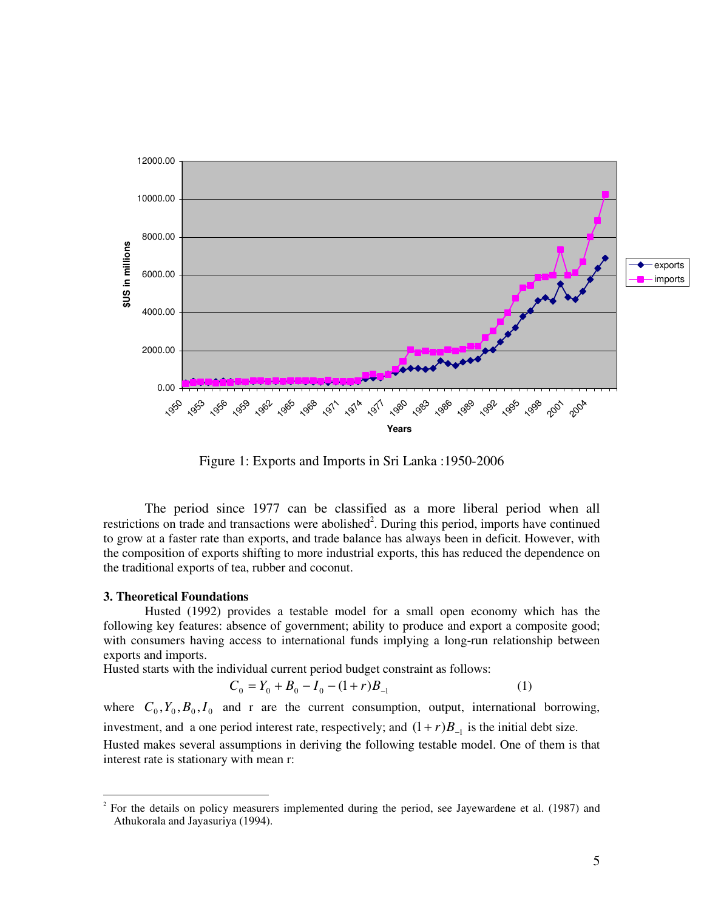Figure 1: Exports and Imports in Sri Lanka :1950-2006

The period since 1977 can be classified as a more liberal period when all restrictions on trade and transactions were abolished[2]. During this period, imports have continued to grow at a faster rate than exports, and trade balance has always been in deficit. However, with the composition of exports shifting to more industrial exports, this has reduced the dependence on the traditional exports of tea, rubber and coconut.

**3. Theoretical Foundations**

Husted (1992) provides a testable model for a small open economy which has the following key features: absence of government; ability to produce and export a composite good; with consumers having access to international funds implying a long-run relationship between exports and imports.

Husted starts with the individual current period budget constraint as follows:

$$C_0 = Y_0 + B_0 - I_0 - (1+r)B_{-1} \tag{1}$$

where $C_0, Y_0, B_0, I_0$ and r are the current consumption, output, international borrowing, investment, and a one period interest rate, respectively; and $(1+r)B_{-1}$ is the initial debt size.

Husted makes several assumptions in deriving the following testable model. One of them is that interest rate is stationary with mean r:

[2] For the details on policy measurers implemented during the period, see Jayewardene et al. (1987) and Athukorala and Jayasuriya (1994).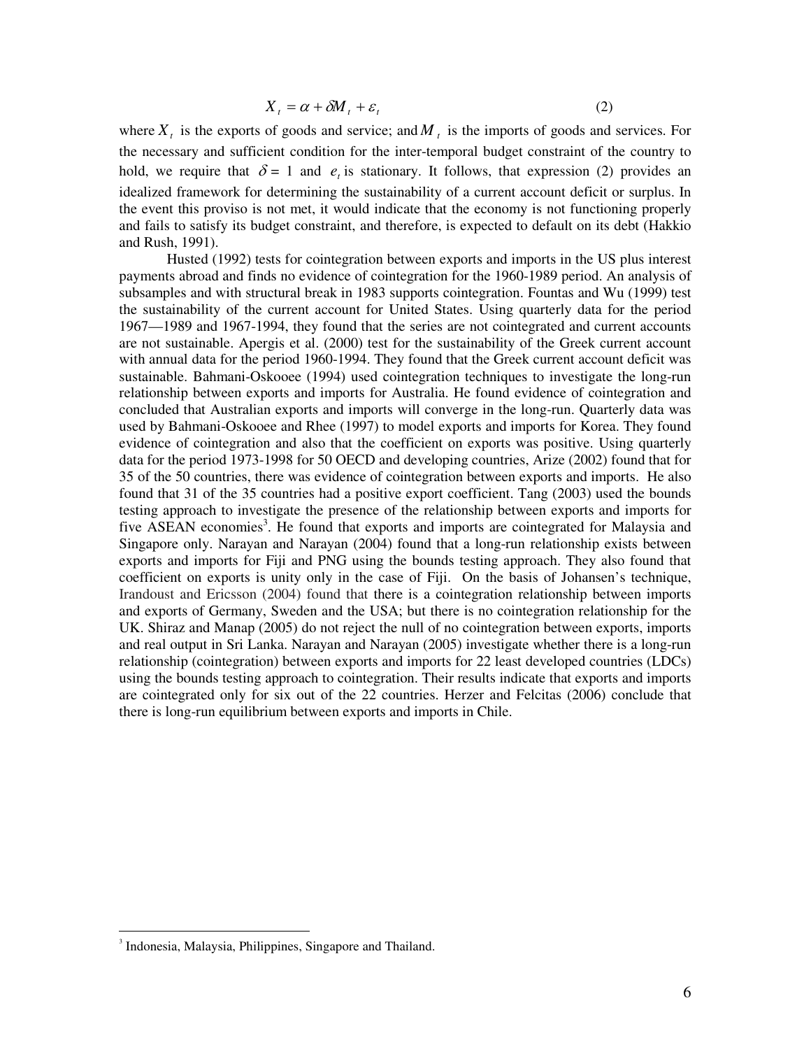$$X_t = \alpha + \delta M_t + \varepsilon_t \tag{2}$$

where $X_t$ is the exports of goods and service; and $M_t$ is the imports of goods and services. For the necessary and sufficient condition for the inter-temporal budget constraint of the country to hold, we require that $\delta = 1$ and $e_t$ is stationary. It follows, that expression (2) provides an idealized framework for determining the sustainability of a current account deficit or surplus. In the event this proviso is not met, it would indicate that the economy is not functioning properly and fails to satisfy its budget constraint, and therefore, is expected to default on its debt (Hakkio and Rush, 1991).

Husted (1992) tests for cointegration between exports and imports in the US plus interest payments abroad and finds no evidence of cointegration for the 1960-1989 period. An analysis of subsamples and with structural break in 1983 supports cointegration. Fountas and Wu (1999) test the sustainability of the current account for United States. Using quarterly data for the period 1967—1989 and 1967-1994, they found that the series are not cointegrated and current accounts are not sustainable. Apergis et al. (2000) test for the sustainability of the Greek current account with annual data for the period 1960-1994. They found that the Greek current account deficit was sustainable. Bahmani-Oskooee (1994) used cointegration techniques to investigate the long-run relationship between exports and imports for Australia. He found evidence of cointegration and concluded that Australian exports and imports will converge in the long-run. Quarterly data was used by Bahmani-Oskooee and Rhee (1997) to model exports and imports for Korea. They found evidence of cointegration and also that the coefficient on exports was positive. Using quarterly data for the period 1973-1998 for 50 OECD and developing countries, Arize (2002) found that for 35 of the 50 countries, there was evidence of cointegration between exports and imports. He also found that 31 of the 35 countries had a positive export coefficient. Tang (2003) used the bounds testing approach to investigate the presence of the relationship between exports and imports for five ASEAN economies[3]. He found that exports and imports are cointegrated for Malaysia and Singapore only. Narayan and Narayan (2004) found that a long-run relationship exists between exports and imports for Fiji and PNG using the bounds testing approach. They also found that coefficient on exports is unity only in the case of Fiji. On the basis of Johansen's technique, Irandoust and Ericsson (2004) found that there is a cointegration relationship between imports and exports of Germany, Sweden and the USA; but there is no cointegration relationship for the UK. Shiraz and Manap (2005) do not reject the null of no cointegration between exports, imports and real output in Sri Lanka. Narayan and Narayan (2005) investigate whether there is a long-run relationship (cointegration) between exports and imports for 22 least developed countries (LDCs) using the bounds testing approach to cointegration. Their results indicate that exports and imports are cointegrated only for six out of the 22 countries. Herzer and Felcitas (2006) conclude that there is long-run equilibrium between exports and imports in Chile.

[3] Indonesia, Malaysia, Philippines, Singapore and Thailand.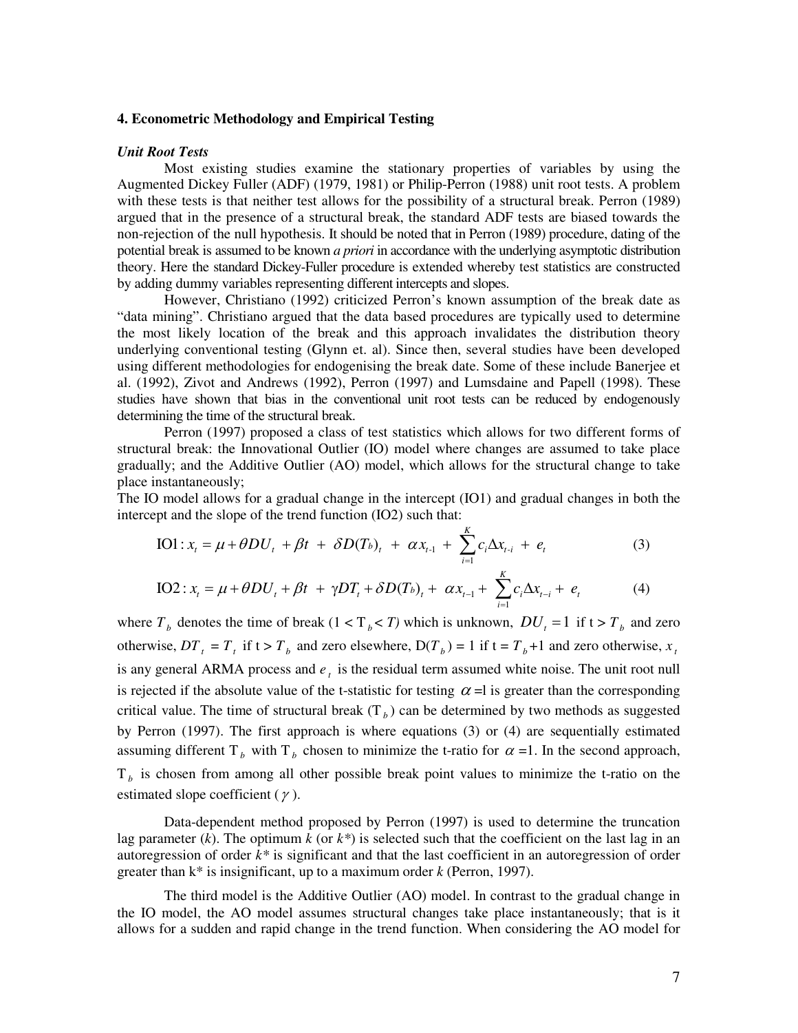### 4. Econometric Methodology and Empirical Testing

***Unit Root Tests***

Most existing studies examine the stationary properties of variables by using the Augmented Dickey Fuller (ADF) (1979, 1981) or Philip-Perron (1988) unit root tests. A problem with these tests is that neither test allows for the possibility of a structural break. Perron (1989) argued that in the presence of a structural break, the standard ADF tests are biased towards the non-rejection of the null hypothesis. It should be noted that in Perron (1989) procedure, dating of the potential break is assumed to be known *a priori* in accordance with the underlying asymptotic distribution theory. Here the standard Dickey-Fuller procedure is extended whereby test statistics are constructed by adding dummy variables representing different intercepts and slopes.

However, Christiano (1992) criticized Perron's known assumption of the break date as "data mining". Christiano argued that the data based procedures are typically used to determine the most likely location of the break and this approach invalidates the distribution theory underlying conventional testing (Glynn et. al). Since then, several studies have been developed using different methodologies for endogenising the break date. Some of these include Banerjee et al. (1992), Zivot and Andrews (1992), Perron (1997) and Lumsdaine and Papell (1998). These studies have shown that bias in the conventional unit root tests can be reduced by endogenously determining the time of the structural break.

Perron (1997) proposed a class of test statistics which allows for two different forms of structural break: the Innovational Outlier (IO) model where changes are assumed to take place gradually; and the Additive Outlier (AO) model, which allows for the structural change to take place instantaneously;

The IO model allows for a gradual change in the intercept (IO1) and gradual changes in both the intercept and the slope of the trend function (IO2) such that:

$$\text{IO1}: x_t = \mu + \theta DU_t + \beta t + \delta D(T_b)_t + \alpha x_{t-1} + \sum_{i=1}^{K} c_i \Delta x_{t-i} + e_t \quad (3)$$

$$\text{IO2}: x_t = \mu + \theta DU_t + \beta t + \gamma DT_t + \delta D(T_b)_t + \alpha x_{t-1} + \sum_{i=1}^{K} c_i \Delta x_{t-i} + e_t \quad (4)$$

where $T_b$ denotes the time of break ($1 < T_b < T$) which is unknown, $DU_t = 1$ if $t > T_b$ and zero otherwise, $DT_t = T_t$ if $t > T_b$ and zero elsewhere, $D(T_b) = 1$ if $t = T_b+1$ and zero otherwise, $x_t$ is any general ARMA process and $e_t$ is the residual term assumed white noise. The unit root null is rejected if the absolute value of the t-statistic for testing $\alpha$ =l is greater than the corresponding critical value. The time of structural break ($T_b$) can be determined by two methods as suggested by Perron (1997). The first approach is where equations (3) or (4) are sequentially estimated assuming different $T_b$ with $T_b$ chosen to minimize the t-ratio for $\alpha = 1$. In the second approach, $T_b$ is chosen from among all other possible break point values to minimize the t-ratio on the estimated slope coefficient ($\gamma$).

Data-dependent method proposed by Perron (1997) is used to determine the truncation lag parameter ($k$). The optimum $k$ (or $k^*$) is selected such that the coefficient on the last lag in an autoregression of order $k^*$ is significant and that the last coefficient in an autoregression of order greater than $k^*$ is insignificant, up to a maximum order $k$ (Perron, 1997).

The third model is the Additive Outlier (AO) model. In contrast to the gradual change in the IO model, the AO model assumes structural changes take place instantaneously; that is it allows for a sudden and rapid change in the trend function. When considering the AO model for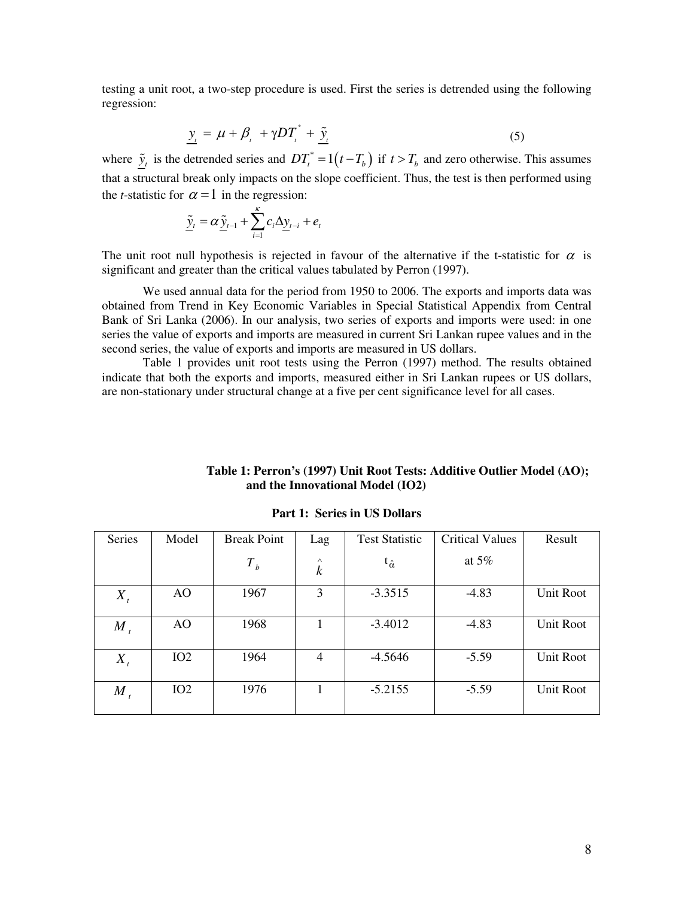testing a unit root, a two-step procedure is used. First the series is detrended using the following regression:

$$\underline{y}_t = \mu + \beta_t + \gamma DT_t^* + \underline{\tilde{y}}_t \tag{5}$$

where $\underline{\tilde{y}}_t$ is the detrended series and $DT_t^* = 1(t - T_b)$ if $t > T_b$ and zero otherwise. This assumes that a structural break only impacts on the slope coefficient. Thus, the test is then performed using the *t*-statistic for $\alpha = 1$ in the regression:

$$\underline{\tilde{y}}_t = \alpha \underline{\tilde{y}}_{t-1} + \sum_{i=1}^{\kappa} c_i \Delta \underline{y}_{t-i} + e_t$$

The unit root null hypothesis is rejected in favour of the alternative if the t-statistic for $\alpha$ is significant and greater than the critical values tabulated by Perron (1997).

We used annual data for the period from 1950 to 2006. The exports and imports data was obtained from Trend in Key Economic Variables in Special Statistical Appendix from Central Bank of Sri Lanka (2006). In our analysis, two series of exports and imports were used: in one series the value of exports and imports are measured in current Sri Lankan rupee values and in the second series, the value of exports and imports are measured in US dollars.

Table 1 provides unit root tests using the Perron (1997) method. The results obtained indicate that both the exports and imports, measured either in Sri Lankan rupees or US dollars, are non-stationary under structural change at a five per cent significance level for all cases.

**Table 1: Perron's (1997) Unit Root Tests: Additive Outlier Model (AO); and the Innovational Model (IO2)**

**Part 1: Series in US Dollars**

| Series | Model | Break Point $T_b$ | Lag $\hat{k}$ | Test Statistic $t_{\hat{\alpha}}$ | Critical Values at 5% | Result |
|---|---|---|---|---|---|---|
| $X_t$ | AO | 1967 | 3 | -3.3515 | -4.83 | Unit Root |
| $M_t$ | AO | 1968 | 1 | -3.4012 | -4.83 | Unit Root |
| $X_t$ | IO2 | 1964 | 4 | -4.5646 | -5.59 | Unit Root |
| $M_t$ | IO2 | 1976 | 1 | -5.2155 | -5.59 | Unit Root |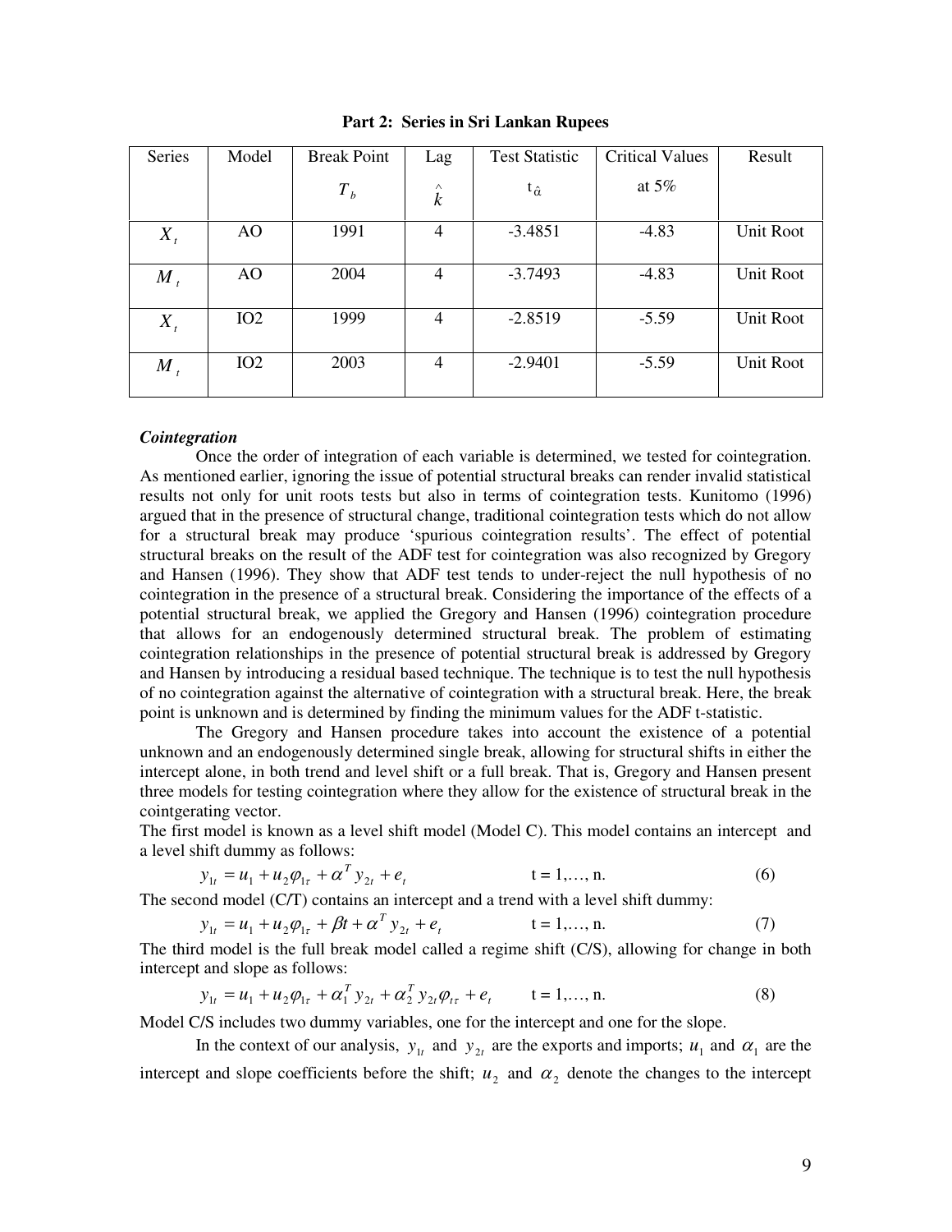**Part 2: Series in Sri Lankan Rupees**

| Series | Model | Break Point $T_b$ | Lag $\hat{k}$ | Test Statistic $t_{\hat{\alpha}}$ | Critical Values at 5% | Result |
|---|---|---|---|---|---|---|
| $X_t$ | AO | 1991 | 4 | -3.4851 | -4.83 | Unit Root |
| $M_t$ | AO | 2004 | 4 | -3.7493 | -4.83 | Unit Root |
| $X_t$ | IO2 | 1999 | 4 | -2.8519 | -5.59 | Unit Root |
| $M_t$ | IO2 | 2003 | 4 | -2.9401 | -5.59 | Unit Root |

***Cointegration***

Once the order of integration of each variable is determined, we tested for cointegration. As mentioned earlier, ignoring the issue of potential structural breaks can render invalid statistical results not only for unit roots tests but also in terms of cointegration tests. Kunitomo (1996) argued that in the presence of structural change, traditional cointegration tests which do not allow for a structural break may produce 'spurious cointegration results'. The effect of potential structural breaks on the result of the ADF test for cointegration was also recognized by Gregory and Hansen (1996). They show that ADF test tends to under-reject the null hypothesis of no cointegration in the presence of a structural break. Considering the importance of the effects of a potential structural break, we applied the Gregory and Hansen (1996) cointegration procedure that allows for an endogenously determined structural break. The problem of estimating cointegration relationships in the presence of potential structural break is addressed by Gregory and Hansen by introducing a residual based technique. The technique is to test the null hypothesis of no cointegration against the alternative of cointegration with a structural break. Here, the break point is unknown and is determined by finding the minimum values for the ADF t-statistic.

The Gregory and Hansen procedure takes into account the existence of a potential unknown and an endogenously determined single break, allowing for structural shifts in either the intercept alone, in both trend and level shift or a full break. That is, Gregory and Hansen present three models for testing cointegration where they allow for the existence of structural break in the cointgerating vector.

The first model is known as a level shift model (Model C). This model contains an intercept and a level shift dummy as follows:

$$y_{1t} = u_1 + u_2\varphi_{1\tau} + \alpha^T y_{2t} + e_t \qquad t = 1,\ldots, n. \qquad (6)$$

The second model (C/T) contains an intercept and a trend with a level shift dummy:

$$y_{1t} = u_1 + u_2\varphi_{1\tau} + \beta t + \alpha^T y_{2t} + e_t \qquad t = 1,\ldots, n. \qquad (7)$$

The third model is the full break model called a regime shift (C/S), allowing for change in both intercept and slope as follows:

$$y_{1t} = u_1 + u_2\varphi_{1\tau} + \alpha_1^T y_{2t} + \alpha_2^T y_{2t}\varphi_{t\tau} + e_t \qquad t = 1,\ldots, n. \qquad (8)$$

Model C/S includes two dummy variables, one for the intercept and one for the slope.

In the context of our analysis, $y_{1t}$ and $y_{2t}$ are the exports and imports; $u_1$ and $\alpha_1$ are the intercept and slope coefficients before the shift; $u_2$ and $\alpha_2$ denote the changes to the intercept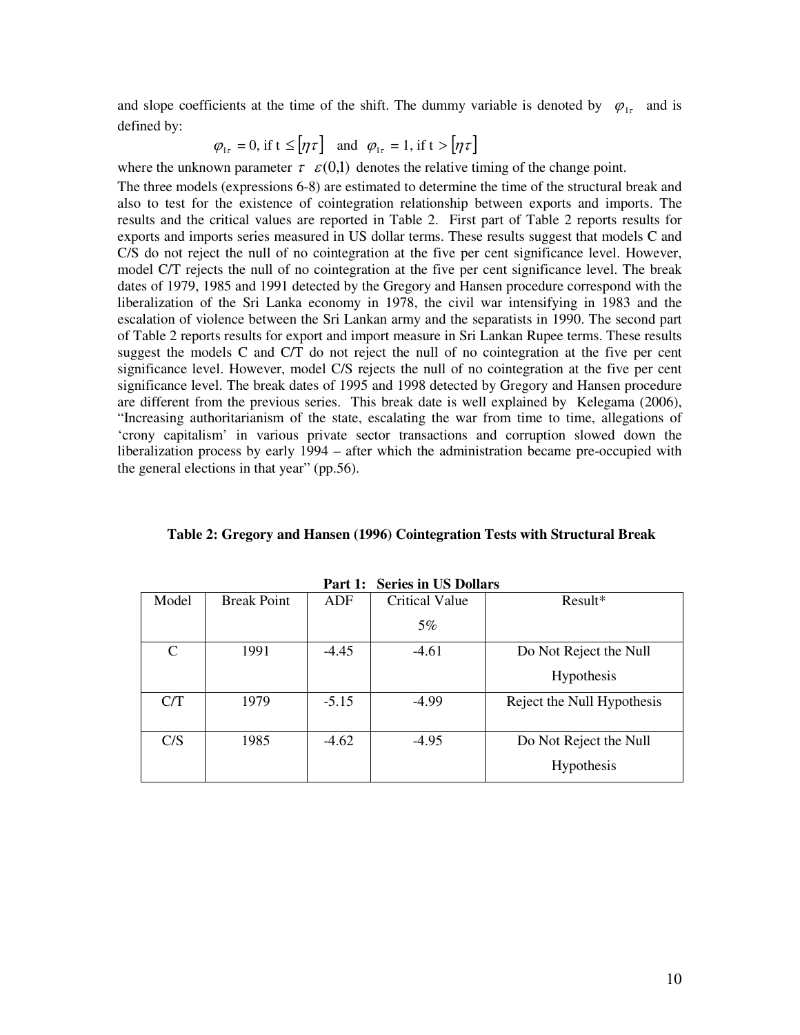and slope coefficients at the time of the shift. The dummy variable is denoted by $\varphi_{1\tau}$ and is defined by:

$$\varphi_{1\tau} = 0, \text{ if t} \leq [\eta\tau] \quad \text{and} \quad \varphi_{1\tau} = 1, \text{ if t} > [\eta\tau]$$

where the unknown parameter $\tau \; \varepsilon(0,1)$ denotes the relative timing of the change point.

The three models (expressions 6-8) are estimated to determine the time of the structural break and also to test for the existence of cointegration relationship between exports and imports. The results and the critical values are reported in Table 2. First part of Table 2 reports results for exports and imports series measured in US dollar terms. These results suggest that models C and C/S do not reject the null of no cointegration at the five per cent significance level. However, model C/T rejects the null of no cointegration at the five per cent significance level. The break dates of 1979, 1985 and 1991 detected by the Gregory and Hansen procedure correspond with the liberalization of the Sri Lanka economy in 1978, the civil war intensifying in 1983 and the escalation of violence between the Sri Lankan army and the separatists in 1990. The second part of Table 2 reports results for export and import measure in Sri Lankan Rupee terms. These results suggest the models C and C/T do not reject the null of no cointegration at the five per cent significance level. However, model C/S rejects the null of no cointegration at the five per cent significance level. The break dates of 1995 and 1998 detected by Gregory and Hansen procedure are different from the previous series. This break date is well explained by Kelegama (2006), "Increasing authoritarianism of the state, escalating the war from time to time, allegations of 'crony capitalism' in various private sector transactions and corruption slowed down the liberalization process by early 1994 – after which the administration became pre-occupied with the general elections in that year" (pp.56).

**Table 2: Gregory and Hansen (1996) Cointegration Tests with Structural Break**

**Part 1: Series in US Dollars**

| Model | Break Point | ADF | Critical Value 5% | Result* |
|---|---|---|---|---|
| C | 1991 | -4.45 | -4.61 | Do Not Reject the Null Hypothesis |
| C/T | 1979 | -5.15 | -4.99 | Reject the Null Hypothesis |
| C/S | 1985 | -4.62 | -4.95 | Do Not Reject the Null Hypothesis |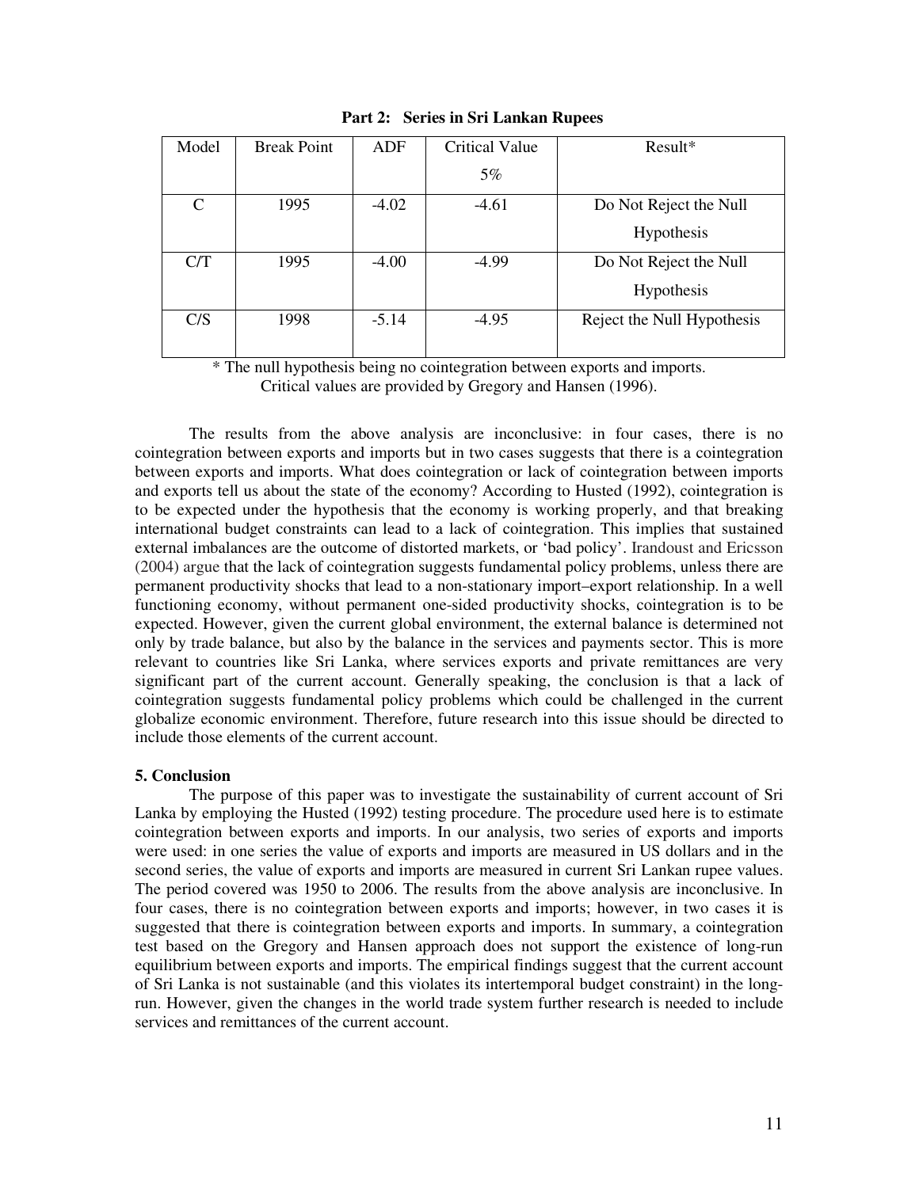**Part 2: Series in Sri Lankan Rupees**

| Model | Break Point | ADF | Critical Value 5% | Result* |
|---|---|---|---|---|
| C | 1995 | -4.02 | -4.61 | Do Not Reject the Null Hypothesis |
| C/T | 1995 | -4.00 | -4.99 | Do Not Reject the Null Hypothesis |
| C/S | 1998 | -5.14 | -4.95 | Reject the Null Hypothesis |

* The null hypothesis being no cointegration between exports and imports.
Critical values are provided by Gregory and Hansen (1996).

The results from the above analysis are inconclusive: in four cases, there is no cointegration between exports and imports but in two cases suggests that there is a cointegration between exports and imports. What does cointegration or lack of cointegration between imports and exports tell us about the state of the economy? According to Husted (1992), cointegration is to be expected under the hypothesis that the economy is working properly, and that breaking international budget constraints can lead to a lack of cointegration. This implies that sustained external imbalances are the outcome of distorted markets, or 'bad policy'. Irandoust and Ericsson (2004) argue that the lack of cointegration suggests fundamental policy problems, unless there are permanent productivity shocks that lead to a non-stationary import–export relationship. In a well functioning economy, without permanent one-sided productivity shocks, cointegration is to be expected. However, given the current global environment, the external balance is determined not only by trade balance, but also by the balance in the services and payments sector. This is more relevant to countries like Sri Lanka, where services exports and private remittances are very significant part of the current account. Generally speaking, the conclusion is that a lack of cointegration suggests fundamental policy problems which could be challenged in the current globalize economic environment. Therefore, future research into this issue should be directed to include those elements of the current account.

## 5. Conclusion

The purpose of this paper was to investigate the sustainability of current account of Sri Lanka by employing the Husted (1992) testing procedure. The procedure used here is to estimate cointegration between exports and imports. In our analysis, two series of exports and imports were used: in one series the value of exports and imports are measured in US dollars and in the second series, the value of exports and imports are measured in current Sri Lankan rupee values. The period covered was 1950 to 2006. The results from the above analysis are inconclusive. In four cases, there is no cointegration between exports and imports; however, in two cases it is suggested that there is cointegration between exports and imports. In summary, a cointegration test based on the Gregory and Hansen approach does not support the existence of long-run equilibrium between exports and imports. The empirical findings suggest that the current account of Sri Lanka is not sustainable (and this violates its intertemporal budget constraint) in the long-run. However, given the changes in the world trade system further research is needed to include services and remittances of the current account.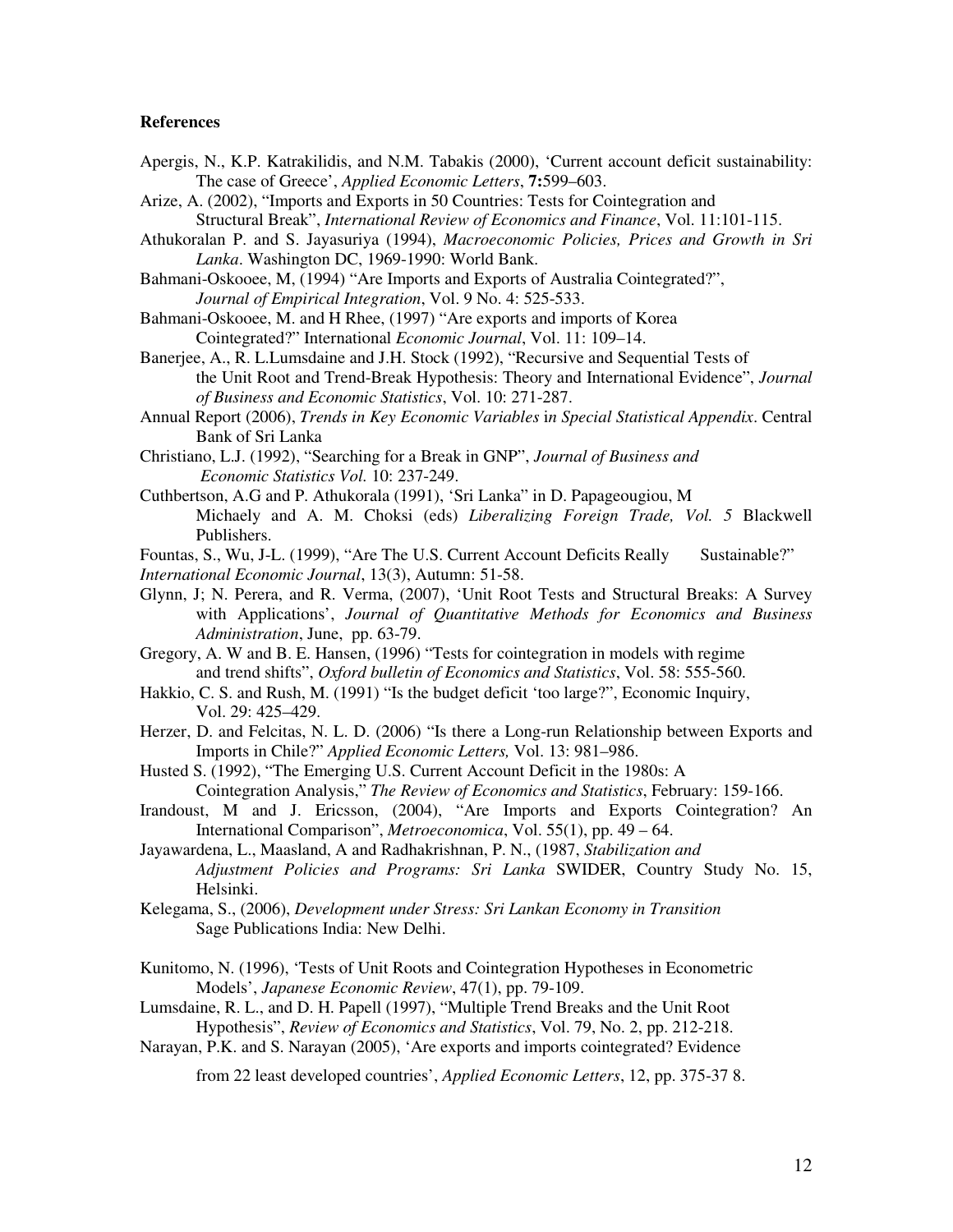**References**

Apergis, N., K.P. Katrakilidis, and N.M. Tabakis (2000), 'Current account deficit sustainability: The case of Greece', *Applied Economic Letters*, **7:**599–603.

Arize, A. (2002), "Imports and Exports in 50 Countries: Tests for Cointegration and Structural Break", *International Review of Economics and Finance*, Vol. 11:101-115.

Athukoralan P. and S. Jayasuriya (1994), *Macroeconomic Policies, Prices and Growth in Sri Lanka*. Washington DC, 1969-1990: World Bank.

Bahmani-Oskooee, M, (1994) "Are Imports and Exports of Australia Cointegrated?", *Journal of Empirical Integration*, Vol. 9 No. 4: 525-533.

Bahmani-Oskooee, M. and H Rhee, (1997) "Are exports and imports of Korea Cointegrated?" International *Economic Journal*, Vol. 11: 109–14.

Banerjee, A., R. L.Lumsdaine and J.H. Stock (1992), "Recursive and Sequential Tests of the Unit Root and Trend-Break Hypothesis: Theory and International Evidence", *Journal of Business and Economic Statistics*, Vol. 10: 271-287.

Annual Report (2006), *Trends in Key Economic Variables* in *Special Statistical Appendix*. Central Bank of Sri Lanka

Christiano, L.J. (1992), "Searching for a Break in GNP", *Journal of Business and Economic Statistics Vol.* 10: 237-249.

Cuthbertson, A.G and P. Athukorala (1991), 'Sri Lanka" in D. Papageougiou, M Michaely and A. M. Choksi (eds) *Liberalizing Foreign Trade, Vol. 5* Blackwell Publishers.

Fountas, S., Wu, J-L. (1999), "Are The U.S. Current Account Deficits Really Sustainable?" *International Economic Journal*, 13(3), Autumn: 51-58.

Glynn, J; N. Perera, and R. Verma, (2007), 'Unit Root Tests and Structural Breaks: A Survey with Applications', *Journal of Quantitative Methods for Economics and Business Administration*, June, pp. 63-79.

Gregory, A. W and B. E. Hansen, (1996) "Tests for cointegration in models with regime and trend shifts", *Oxford bulletin of Economics and Statistics*, Vol. 58: 555-560.

Hakkio, C. S. and Rush, M. (1991) "Is the budget deficit 'too large?", Economic Inquiry, Vol. 29: 425–429.

Herzer, D. and Felcitas, N. L. D. (2006) "Is there a Long-run Relationship between Exports and Imports in Chile?" *Applied Economic Letters,* Vol. 13: 981–986.

Husted S. (1992), "The Emerging U.S. Current Account Deficit in the 1980s: A Cointegration Analysis," *The Review of Economics and Statistics*, February: 159-166.

Irandoust, M and J. Ericsson, (2004), "Are Imports and Exports Cointegration? An International Comparison", *Metroeconomica*, Vol. 55(1), pp. 49 – 64.

Jayawardena, L., Maasland, A and Radhakrishnan, P. N., (1987, *Stabilization and Adjustment Policies and Programs: Sri Lanka* SWIDER, Country Study No. 15, Helsinki.

Kelegama, S., (2006), *Development under Stress: Sri Lankan Economy in Transition* Sage Publications India: New Delhi.

Kunitomo, N. (1996), 'Tests of Unit Roots and Cointegration Hypotheses in Econometric Models', *Japanese Economic Review*, 47(1), pp. 79-109.

Lumsdaine, R. L., and D. H. Papell (1997), "Multiple Trend Breaks and the Unit Root Hypothesis", *Review of Economics and Statistics*, Vol. 79, No. 2, pp. 212-218.

Narayan, P.K. and S. Narayan (2005), 'Are exports and imports cointegrated? Evidence from 22 least developed countries', *Applied Economic Letters*, 12, pp. 375-37 8.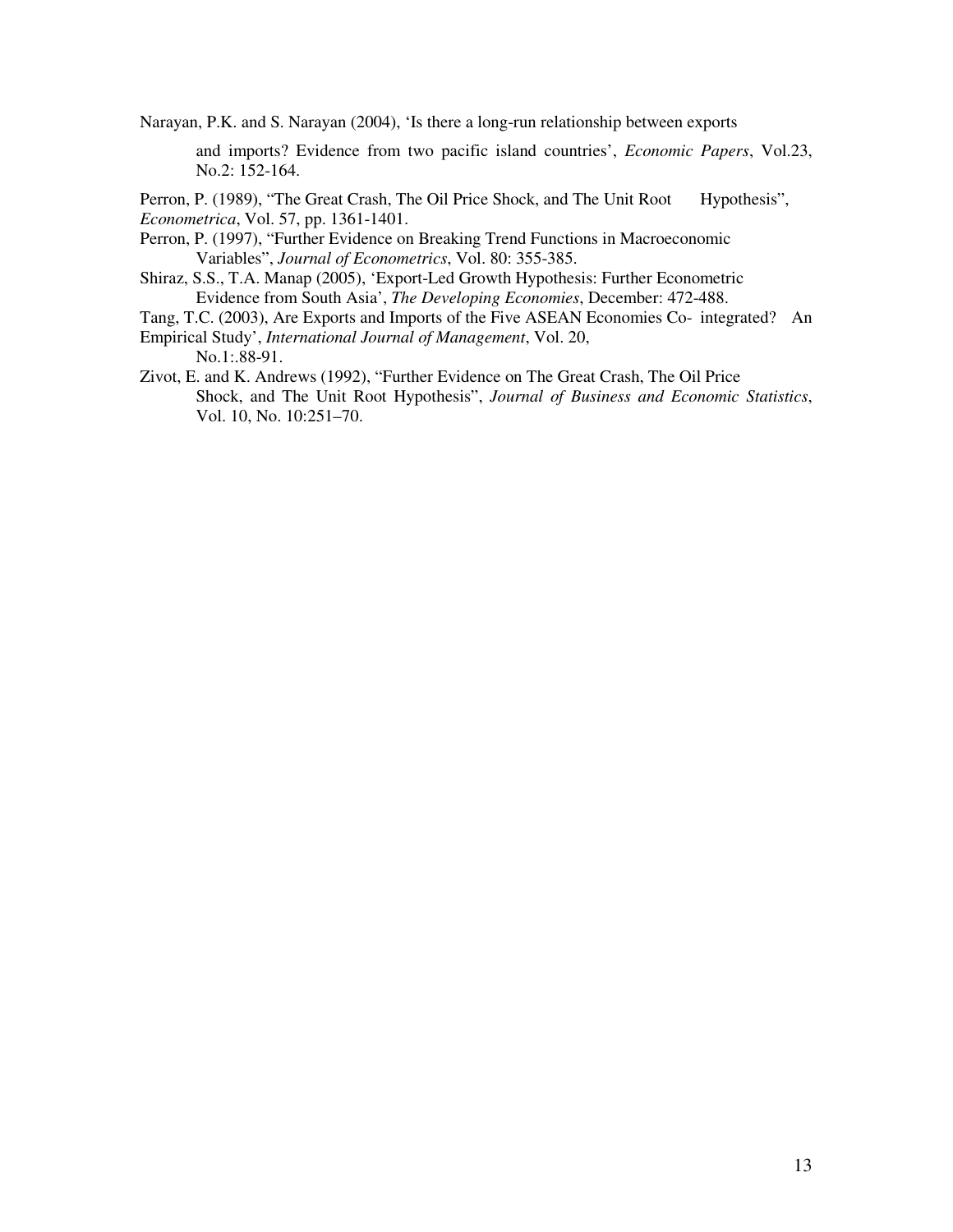Narayan, P.K. and S. Narayan (2004), 'Is there a long-run relationship between exports and imports? Evidence from two pacific island countries', *Economic Papers*, Vol.23, No.2: 152-164.

Perron, P. (1989), "The Great Crash, The Oil Price Shock, and The Unit Root Hypothesis", *Econometrica*, Vol. 57, pp. 1361-1401.

Perron, P. (1997), "Further Evidence on Breaking Trend Functions in Macroeconomic Variables", *Journal of Econometrics*, Vol. 80: 355-385.

Shiraz, S.S., T.A. Manap (2005), 'Export-Led Growth Hypothesis: Further Econometric Evidence from South Asia', *The Developing Economies*, December: 472-488.

Tang, T.C. (2003), Are Exports and Imports of the Five ASEAN Economies Co- integrated? An Empirical Study', *International Journal of Management*, Vol. 20, No.1:.88-91.

Zivot, E. and K. Andrews (1992), "Further Evidence on The Great Crash, The Oil Price Shock, and The Unit Root Hypothesis", *Journal of Business and Economic Statistics*, Vol. 10, No. 10:251–70.